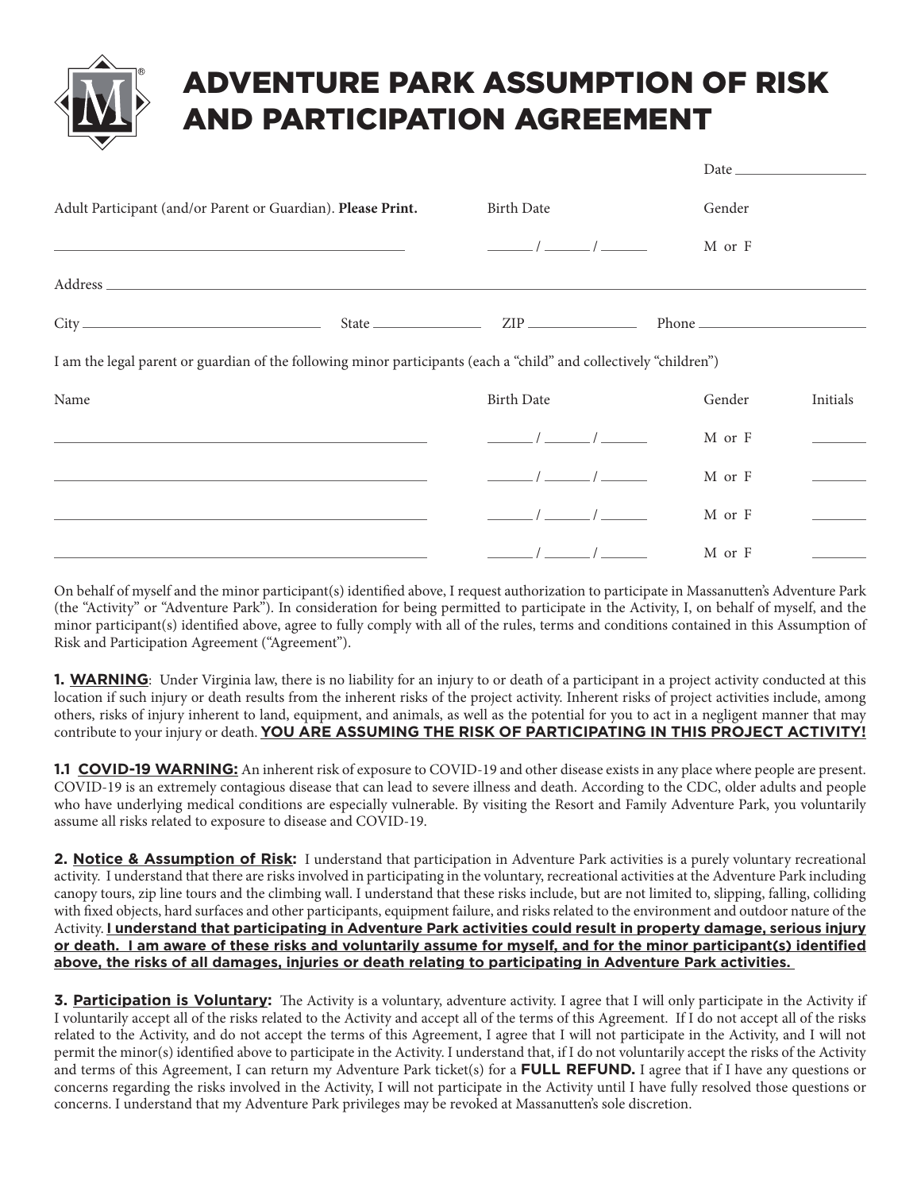# ADVENTURE PARK ASSUMPTION OF RISK AND PARTICIPATION AGREEMENT

Date ________________

| Adult Participant (and/or Parent or Guardian). **Please Print.** | Birth Date | Gender |
|---|---|---|
| ____________________________________________ | _____ / _____ / _____ | M or F |

Address ______________________________________________________________________

City ____________________ State ____________ ZIP ____________ Phone ________________

I am the legal parent or guardian of the following minor participants (each a "child" and collectively "children")

| Name | Birth Date | Gender | Initials |
|---|---|---|---|
| ____________________________________________ | _____ / _____ / _____ | M or F | _______ |
| ____________________________________________ | _____ / _____ / _____ | M or F | _______ |
| ____________________________________________ | _____ / _____ / _____ | M or F | _______ |
| ____________________________________________ | _____ / _____ / _____ | M or F | _______ |

On behalf of myself and the minor participant(s) identified above, I request authorization to participate in Massanutten's Adventure Park (the "Activity" or "Adventure Park"). In consideration for being permitted to participate in the Activity, I, on behalf of myself, and the minor participant(s) identified above, agree to fully comply with all of the rules, terms and conditions contained in this Assumption of Risk and Participation Agreement ("Agreement").

**1. WARNING**: Under Virginia law, there is no liability for an injury to or death of a participant in a project activity conducted at this location if such injury or death results from the inherent risks of the project activity. Inherent risks of project activities include, among others, risks of injury inherent to land, equipment, and animals, as well as the potential for you to act in a negligent manner that may contribute to your injury or death. **YOU ARE ASSUMING THE RISK OF PARTICIPATING IN THIS PROJECT ACTIVITY!**

**1.1 COVID-19 WARNING:** An inherent risk of exposure to COVID-19 and other disease exists in any place where people are present. COVID-19 is an extremely contagious disease that can lead to severe illness and death. According to the CDC, older adults and people who have underlying medical conditions are especially vulnerable. By visiting the Resort and Family Adventure Park, you voluntarily assume all risks related to exposure to disease and COVID-19.

**2. Notice & Assumption of Risk:** I understand that participation in Adventure Park activities is a purely voluntary recreational activity. I understand that there are risks involved in participating in the voluntary, recreational activities at the Adventure Park including canopy tours, zip line tours and the climbing wall. I understand that these risks include, but are not limited to, slipping, falling, colliding with fixed objects, hard surfaces and other participants, equipment failure, and risks related to the environment and outdoor nature of the Activity. **I understand that participating in Adventure Park activities could result in property damage, serious injury or death. I am aware of these risks and voluntarily assume for myself, and for the minor participant(s) identified above, the risks of all damages, injuries or death relating to participating in Adventure Park activities.**

**3. Participation is Voluntary:** The Activity is a voluntary, adventure activity. I agree that I will only participate in the Activity if I voluntarily accept all of the risks related to the Activity and accept all of the terms of this Agreement. If I do not accept all of the risks related to the Activity, and do not accept the terms of this Agreement, I agree that I will not participate in the Activity, and I will not permit the minor(s) identified above to participate in the Activity. I understand that, if I do not voluntarily accept the risks of the Activity and terms of this Agreement, I can return my Adventure Park ticket(s) for a **FULL REFUND.** I agree that if I have any questions or concerns regarding the risks involved in the Activity, I will not participate in the Activity until I have fully resolved those questions or concerns. I understand that my Adventure Park privileges may be revoked at Massanutten's sole discretion.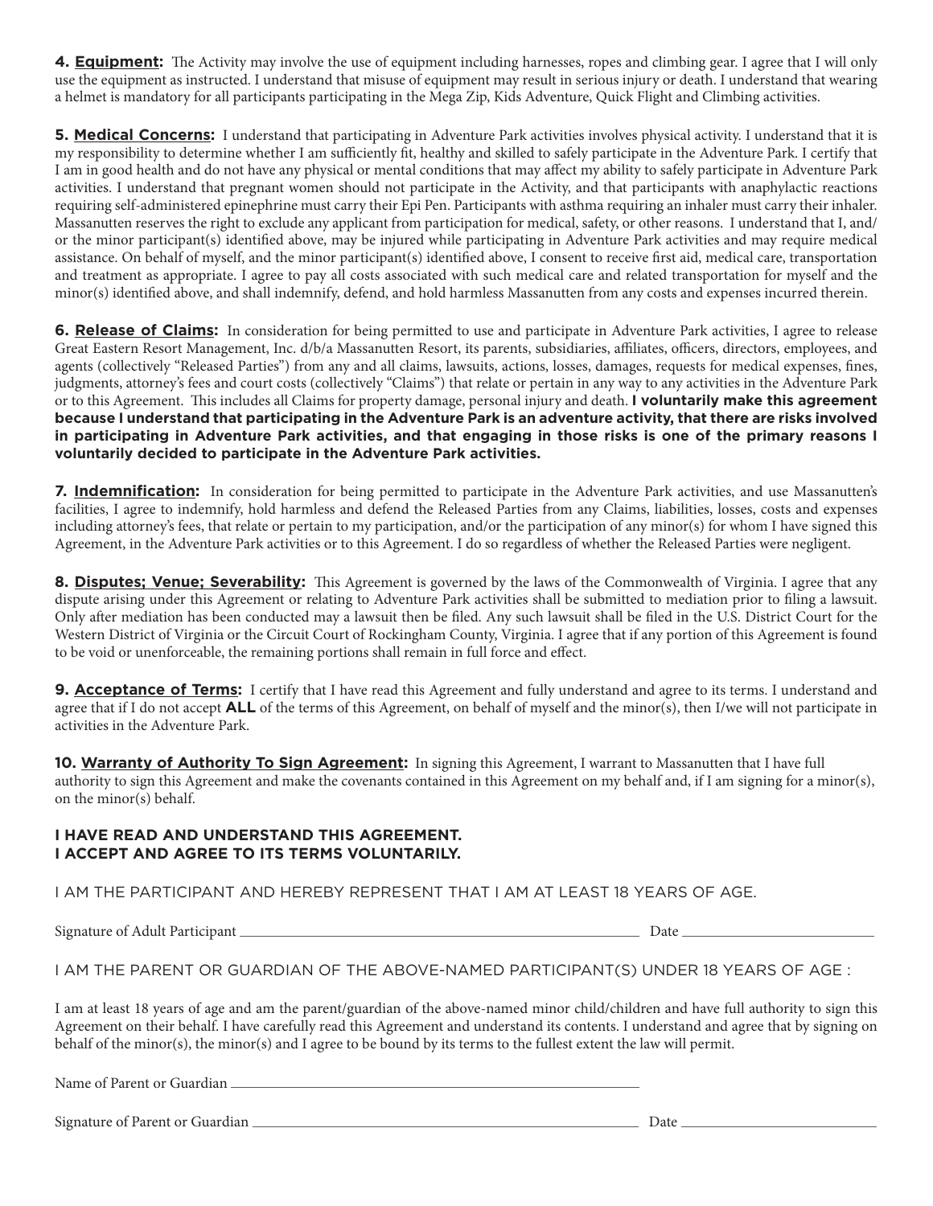**4. Equipment:** The Activity may involve the use of equipment including harnesses, ropes and climbing gear. I agree that I will only use the equipment as instructed. I understand that misuse of equipment may result in serious injury or death. I understand that wearing a helmet is mandatory for all participants participating in the Mega Zip, Kids Adventure, Quick Flight and Climbing activities.

**5. Medical Concerns:** I understand that participating in Adventure Park activities involves physical activity. I understand that it is my responsibility to determine whether I am sufficiently fit, healthy and skilled to safely participate in the Adventure Park. I certify that I am in good health and do not have any physical or mental conditions that may affect my ability to safely participate in Adventure Park activities. I understand that pregnant women should not participate in the Activity, and that participants with anaphylactic reactions requiring self-administered epinephrine must carry their Epi Pen. Participants with asthma requiring an inhaler must carry their inhaler. Massanutten reserves the right to exclude any applicant from participation for medical, safety, or other reasons. I understand that I, and/or the minor participant(s) identified above, may be injured while participating in Adventure Park activities and may require medical assistance. On behalf of myself, and the minor participant(s) identified above, I consent to receive first aid, medical care, transportation and treatment as appropriate. I agree to pay all costs associated with such medical care and related transportation for myself and the minor(s) identified above, and shall indemnify, defend, and hold harmless Massanutten from any costs and expenses incurred therein.

**6. Release of Claims:** In consideration for being permitted to use and participate in Adventure Park activities, I agree to release Great Eastern Resort Management, Inc. d/b/a Massanutten Resort, its parents, subsidiaries, affiliates, officers, directors, employees, and agents (collectively "Released Parties") from any and all claims, lawsuits, actions, losses, damages, requests for medical expenses, fines, judgments, attorney's fees and court costs (collectively "Claims") that relate or pertain in any way to any activities in the Adventure Park or to this Agreement. This includes all Claims for property damage, personal injury and death. **I voluntarily make this agreement because I understand that participating in the Adventure Park is an adventure activity, that there are risks involved in participating in Adventure Park activities, and that engaging in those risks is one of the primary reasons I voluntarily decided to participate in the Adventure Park activities.**

**7. Indemnification:** In consideration for being permitted to participate in the Adventure Park activities, and use Massanutten's facilities, I agree to indemnify, hold harmless and defend the Released Parties from any Claims, liabilities, losses, costs and expenses including attorney's fees, that relate or pertain to my participation, and/or the participation of any minor(s) for whom I have signed this Agreement, in the Adventure Park activities or to this Agreement. I do so regardless of whether the Released Parties were negligent.

**8. Disputes; Venue; Severability:** This Agreement is governed by the laws of the Commonwealth of Virginia. I agree that any dispute arising under this Agreement or relating to Adventure Park activities shall be submitted to mediation prior to filing a lawsuit. Only after mediation has been conducted may a lawsuit then be filed. Any such lawsuit shall be filed in the U.S. District Court for the Western District of Virginia or the Circuit Court of Rockingham County, Virginia. I agree that if any portion of this Agreement is found to be void or unenforceable, the remaining portions shall remain in full force and effect.

**9. Acceptance of Terms:** I certify that I have read this Agreement and fully understand and agree to its terms. I understand and agree that if I do not accept **ALL** of the terms of this Agreement, on behalf of myself and the minor(s), then I/we will not participate in activities in the Adventure Park.

**10. Warranty of Authority To Sign Agreement:** In signing this Agreement, I warrant to Massanutten that I have full authority to sign this Agreement and make the covenants contained in this Agreement on my behalf and, if I am signing for a minor(s), on the minor(s) behalf.

**I HAVE READ AND UNDERSTAND THIS AGREEMENT.**
**I ACCEPT AND AGREE TO ITS TERMS VOLUNTARILY.**

I AM THE PARTICIPANT AND HEREBY REPRESENT THAT I AM AT LEAST 18 YEARS OF AGE.

Signature of Adult Participant ______________________________ Date ______________

I AM THE PARENT OR GUARDIAN OF THE ABOVE-NAMED PARTICIPANT(S) UNDER 18 YEARS OF AGE :

I am at least 18 years of age and am the parent/guardian of the above-named minor child/children and have full authority to sign this Agreement on their behalf. I have carefully read this Agreement and understand its contents. I understand and agree that by signing on behalf of the minor(s), the minor(s) and I agree to be bound by its terms to the fullest extent the law will permit.

Name of Parent or Guardian ______________________________

Signature of Parent or Guardian ______________________________ Date ______________